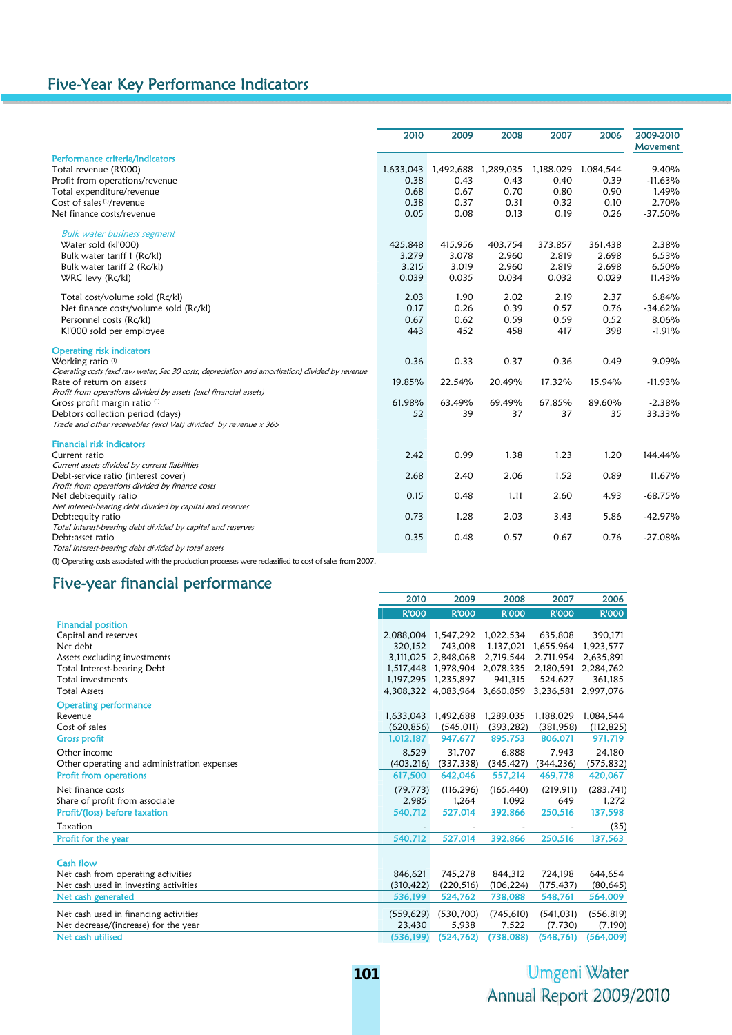## Five-Year Key Performance Indicators

| | 2010 | 2009 | 2008 | 2007 | 2006 | 2009-2010 Movement |
|---|---|---|---|---|---|---|
| **Performance criteria/indicators** | | | | | | |
| Total revenue (R'000) | 1,633,043 | 1,492,688 | 1,289,035 | 1,188,029 | 1,084,544 | 9.40% |
| Profit from operations/revenue | 0.38 | 0.43 | 0.43 | 0.40 | 0.39 | -11.63% |
| Total expenditure/revenue | 0.68 | 0.67 | 0.70 | 0.80 | 0.90 | 1.49% |
| Cost of sales [1]/revenue | 0.38 | 0.37 | 0.31 | 0.32 | 0.10 | 2.70% |
| Net finance costs/revenue | 0.05 | 0.08 | 0.13 | 0.19 | 0.26 | -37.50% |
| *Bulk water business segment* | | | | | | |
| Water sold (kl'000) | 425,848 | 415,956 | 403,754 | 373,857 | 361,438 | 2.38% |
| Bulk water tariff 1 (Rc/kl) | 3.279 | 3.078 | 2.960 | 2.819 | 2.698 | 6.53% |
| Bulk water tariff 2 (Rc/kl) | 3.215 | 3.019 | 2.960 | 2.819 | 2.698 | 6.50% |
| WRC levy (Rc/kl) | 0.039 | 0.035 | 0.034 | 0.032 | 0.029 | 11.43% |
| Total cost/volume sold (Rc/kl) | 2.03 | 1.90 | 2.02 | 2.19 | 2.37 | 6.84% |
| Net finance costs/volume sold (Rc/kl) | 0.17 | 0.26 | 0.39 | 0.57 | 0.76 | -34.62% |
| Personnel costs (Rc/kl) | 0.67 | 0.62 | 0.59 | 0.59 | 0.52 | 8.06% |
| Kl'000 sold per employee | 443 | 452 | 458 | 417 | 398 | -1.91% |
| **Operating risk indicators** | | | | | | |
| Working ratio [1]<br>*Operating costs (excl raw water, Sec 30 costs, depreciation and amortisation) divided by revenue* | 0.36 | 0.33 | 0.37 | 0.36 | 0.49 | 9.09% |
| Rate of return on assets<br>*Profit from operations divided by assets (excl financial assets)* | 19.85% | 22.54% | 20.49% | 17.32% | 15.94% | -11.93% |
| Gross profit margin ratio [1] | 61.98% | 63.49% | 69.49% | 67.85% | 89.60% | -2.38% |
| Debtors collection period (days)<br>*Trade and other receivables (excl Vat) divided by revenue x 365* | 52 | 39 | 37 | 37 | 35 | 33.33% |
| **Financial risk indicators** | | | | | | |
| Current ratio<br>*Current assets divided by current liabilities* | 2.42 | 0.99 | 1.38 | 1.23 | 1.20 | 144.44% |
| Debt-service ratio (interest cover)<br>*Profit from operations divided by finance costs* | 2.68 | 2.40 | 2.06 | 1.52 | 0.89 | 11.67% |
| Net debt:equity ratio<br>*Net interest-bearing debt divided by capital and reserves* | 0.15 | 0.48 | 1.11 | 2.60 | 4.93 | -68.75% |
| Debt:equity ratio<br>*Total interest-bearing debt divided by capital and reserves* | 0.73 | 1.28 | 2.03 | 3.43 | 5.86 | -42.97% |
| Debt:asset ratio<br>*Total interest-bearing debt divided by total assets* | 0.35 | 0.48 | 0.57 | 0.67 | 0.76 | -27.08% |

(1) Operating costs associated with the production processes were reclassified to cost of sales from 2007.

## Five-year financial performance

| | 2010 | 2009 | 2008 | 2007 | 2006 |
|---|---|---|---|---|---|
| | R'000 | R'000 | R'000 | R'000 | R'000 |
| **Financial position** | | | | | |
| Capital and reserves | 2,088,004 | 1,547,292 | 1,022,534 | 635,808 | 390,171 |
| Net debt | 320,152 | 743,008 | 1,137,021 | 1,655,964 | 1,923,577 |
| Assets excluding investments | 3,111,025 | 2,848,068 | 2,719,544 | 2,711,954 | 2,635,891 |
| Total Interest-bearing Debt | 1,517,448 | 1,978,904 | 2,078,335 | 2,180,591 | 2,284,762 |
| Total investments | 1,197,295 | 1,235,897 | 941,315 | 524,627 | 361,185 |
| Total Assets | 4,308,322 | 4,083,964 | 3,660,859 | 3,236,581 | 2,997,076 |
| **Operating performance** | | | | | |
| Revenue | 1,633,043 | 1,492,688 | 1,289,035 | 1,188,029 | 1,084,544 |
| Cost of sales | (620,856) | (545,011) | (393,282) | (381,958) | (112,825) |
| **Gross profit** | 1,012,187 | 947,677 | 895,753 | 806,071 | 971,719 |
| Other income | 8,529 | 31,707 | 6,888 | 7,943 | 24,180 |
| Other operating and administration expenses | (403,216) | (337,338) | (345,427) | (344,236) | (575,832) |
| **Profit from operations** | 617,500 | 642,046 | 557,214 | 469,778 | 420,067 |
| Net finance costs | (79,773) | (116,296) | (165,440) | (219,911) | (283,741) |
| Share of profit from associate | 2,985 | 1,264 | 1,092 | 649 | 1,272 |
| **Profit/(loss) before taxation** | 540,712 | 527,014 | 392,866 | 250,516 | 137,598 |
| Taxation | - | - | - | - | (35) |
| **Profit for the year** | 540,712 | 527,014 | 392,866 | 250,516 | 137,563 |
| **Cash flow** | | | | | |
| Net cash from operating activities | 846,621 | 745,278 | 844,312 | 724,198 | 644,654 |
| Net cash used in investing activities | (310,422) | (220,516) | (106,224) | (175,437) | (80,645) |
| **Net cash generated** | 536,199 | 524,762 | 738,088 | 548,761 | 564,009 |
| Net cash used in financing activities | (559,629) | (530,700) | (745,610) | (541,031) | (556,819) |
| Net decrease/(increase) for the year | 23,430 | 5,938 | 7,522 | (7,730) | (7,190) |
| **Net cash utilised** | (536,199) | (524,762) | (738,088) | (548,761) | (564,009) |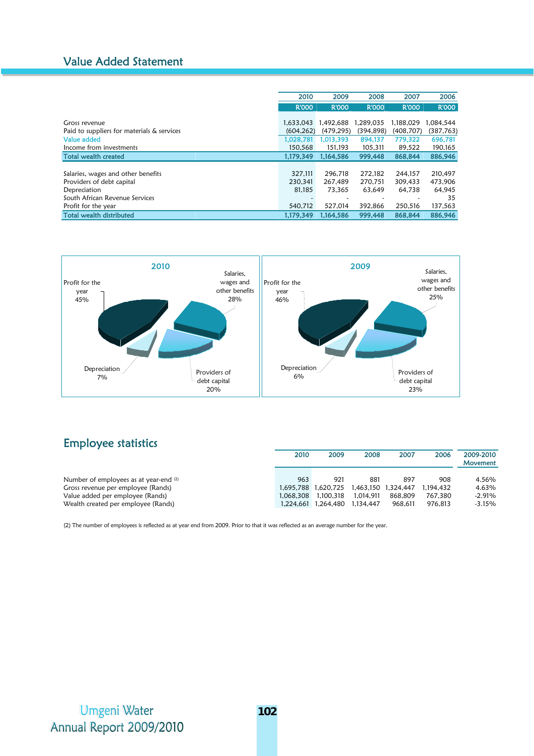## Value Added Statement

| | 2010 | 2009 | 2008 | 2007 | 2006 |
|---|---|---|---|---|---|
| | R'000 | R'000 | R'000 | R'000 | R'000 |
| Gross revenue | 1,633,043 | 1,492,688 | 1,289,035 | 1,188,029 | 1,084,544 |
| Paid to suppliers for materials & services | (604,262) | (479,295) | (394,898) | (408,707) | (387,763) |
| Value added | 1,028,781 | 1,013,393 | 894,137 | 779,322 | 696,781 |
| Income from investments | 150,568 | 151,193 | 105,311 | 89,522 | 190,165 |
| Total wealth created | 1,179,349 | 1,164,586 | 999,448 | 868,844 | 886,946 |
| | | | | | |
| Salaries, wages and other benefits | 327,111 | 296,718 | 272,182 | 244,157 | 210,497 |
| Providers of debt capital | 230,341 | 267,489 | 270,751 | 309,433 | 473,906 |
| Depreciation | 81,185 | 73,365 | 63,649 | 64,738 | 64,945 |
| South African Revenue Services | - | - | - | - | 35 |
| Profit for the year | 540,712 | 527,014 | 392,866 | 250,516 | 137,563 |
| Total wealth distributed | 1,179,349 | 1,164,586 | 999,448 | 868,844 | 886,946 |

2010

Profit for the year 45%

Salaries, wages and other benefits 28%

Depreciation 7%

Providers of debt capital 20%

2009

Profit for the year 46%

Salaries, wages and other benefits 25%

Depreciation 6%

Providers of debt capital 23%

## Employee statistics

| | 2010 | 2009 | 2008 | 2007 | 2006 | 2009-2010 Movement |
|---|---|---|---|---|---|---|
| Number of employees as at year-end (2) | 963 | 921 | 881 | 897 | 908 | 4.56% |
| Gross revenue per employee (Rands) | 1,695,788 | 1,620,725 | 1,463,150 | 1,324,447 | 1,194,432 | 4.63% |
| Value added per employee (Rands) | 1,068,308 | 1,100,318 | 1,014,911 | 868,809 | 767,380 | -2.91% |
| Wealth created per employee (Rands) | 1,224,661 | 1,264,480 | 1,134,447 | 968,611 | 976,813 | -3.15% |

(2) The number of employees is reflected as at year end from 2009. Prior to that it was reflected as an average number for the year.